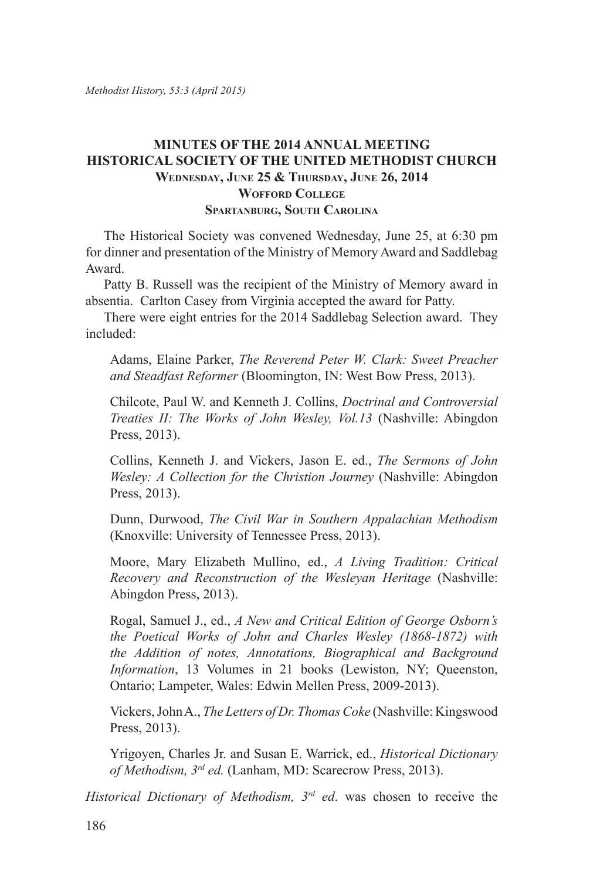# MINUTES OF THE 2014 ANNUAL MEETING HISTORICAL SOCIETY OF THE UNITED METHODIST CHURCH

### Wednesday, June 25 & Thursday, June 26, 2014
### Wofford College
### Spartanburg, South Carolina

The Historical Society was convened Wednesday, June 25, at 6:30 pm for dinner and presentation of the Ministry of Memory Award and Saddlebag Award.

Patty B. Russell was the recipient of the Ministry of Memory award in absentia. Carlton Casey from Virginia accepted the award for Patty.

There were eight entries for the 2014 Saddlebag Selection award. They included:

> Adams, Elaine Parker, *The Reverend Peter W. Clark: Sweet Preacher and Steadfast Reformer* (Bloomington, IN: West Bow Press, 2013).
>
> Chilcote, Paul W. and Kenneth J. Collins, *Doctrinal and Controversial Treaties II: The Works of John Wesley, Vol.13* (Nashville: Abingdon Press, 2013).
>
> Collins, Kenneth J. and Vickers, Jason E. ed., *The Sermons of John Wesley: A Collection for the Christion Journey* (Nashville: Abingdon Press, 2013).
>
> Dunn, Durwood, *The Civil War in Southern Appalachian Methodism* (Knoxville: University of Tennessee Press, 2013).
>
> Moore, Mary Elizabeth Mullino, ed., *A Living Tradition: Critical Recovery and Reconstruction of the Wesleyan Heritage* (Nashville: Abingdon Press, 2013).
>
> Rogal, Samuel J., ed., *A New and Critical Edition of George Osborn's the Poetical Works of John and Charles Wesley (1868-1872) with the Addition of notes, Annotations, Biographical and Background Information*, 13 Volumes in 21 books (Lewiston, NY; Queenston, Ontario; Lampeter, Wales: Edwin Mellen Press, 2009-2013).
>
> Vickers, John A., *The Letters of Dr. Thomas Coke* (Nashville: Kingswood Press, 2013).
>
> Yrigoyen, Charles Jr. and Susan E. Warrick, ed., *Historical Dictionary of Methodism, 3rd ed.* (Lanham, MD: Scarecrow Press, 2013).

*Historical Dictionary of Methodism, 3rd ed*. was chosen to receive the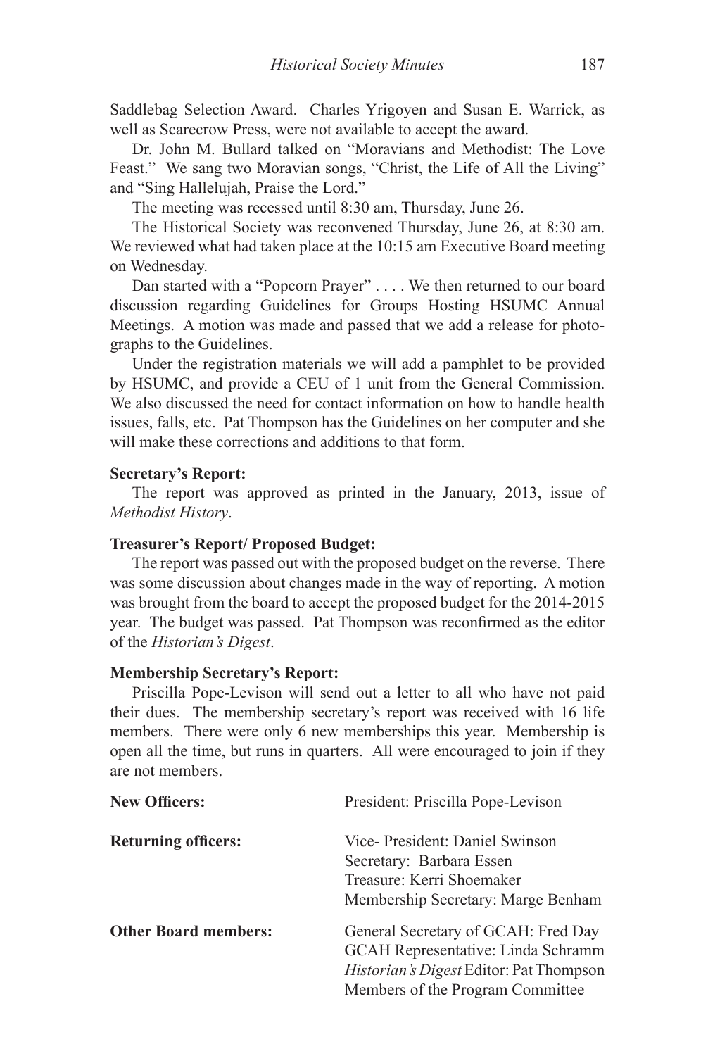Saddlebag Selection Award. Charles Yrigoyen and Susan E. Warrick, as well as Scarecrow Press, were not available to accept the award.

Dr. John M. Bullard talked on "Moravians and Methodist: The Love Feast." We sang two Moravian songs, "Christ, the Life of All the Living" and "Sing Hallelujah, Praise the Lord."

The meeting was recessed until 8:30 am, Thursday, June 26.

The Historical Society was reconvened Thursday, June 26, at 8:30 am. We reviewed what had taken place at the 10:15 am Executive Board meeting on Wednesday.

Dan started with a "Popcorn Prayer" . . . . We then returned to our board discussion regarding Guidelines for Groups Hosting HSUMC Annual Meetings. A motion was made and passed that we add a release for photographs to the Guidelines.

Under the registration materials we will add a pamphlet to be provided by HSUMC, and provide a CEU of 1 unit from the General Commission. We also discussed the need for contact information on how to handle health issues, falls, etc. Pat Thompson has the Guidelines on her computer and she will make these corrections and additions to that form.

**Secretary's Report:**

The report was approved as printed in the January, 2013, issue of *Methodist History*.

**Treasurer's Report/ Proposed Budget:**

The report was passed out with the proposed budget on the reverse. There was some discussion about changes made in the way of reporting. A motion was brought from the board to accept the proposed budget for the 2014-2015 year. The budget was passed. Pat Thompson was reconfirmed as the editor of the *Historian's Digest*.

**Membership Secretary's Report:**

Priscilla Pope-Levison will send out a letter to all who have not paid their dues. The membership secretary's report was received with 16 life members. There were only 6 new memberships this year. Membership is open all the time, but runs in quarters. All were encouraged to join if they are not members.

**New Officers:** President: Priscilla Pope-Levison

**Returning officers:**
Vice- President: Daniel Swinson
Secretary: Barbara Essen
Treasure: Kerri Shoemaker
Membership Secretary: Marge Benham

**Other Board members:**
General Secretary of GCAH: Fred Day
GCAH Representative: Linda Schramm
*Historian's Digest* Editor: Pat Thompson
Members of the Program Committee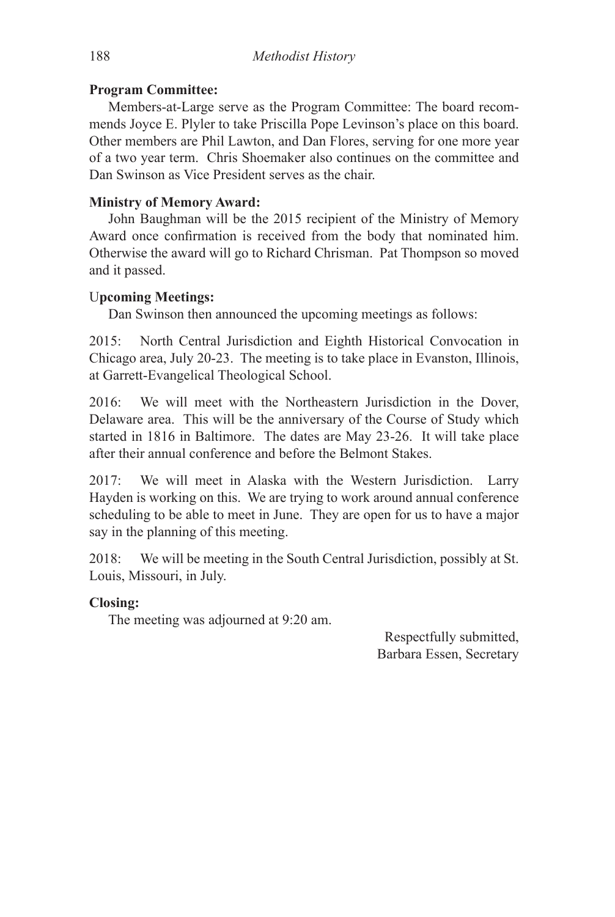**Program Committee:**

Members-at-Large serve as the Program Committee: The board recommends Joyce E. Plyler to take Priscilla Pope Levinson's place on this board. Other members are Phil Lawton, and Dan Flores, serving for one more year of a two year term. Chris Shoemaker also continues on the committee and Dan Swinson as Vice President serves as the chair.

**Ministry of Memory Award:**

John Baughman will be the 2015 recipient of the Ministry of Memory Award once confirmation is received from the body that nominated him. Otherwise the award will go to Richard Chrisman. Pat Thompson so moved and it passed.

U**pcoming Meetings:**

Dan Swinson then announced the upcoming meetings as follows:

2015: North Central Jurisdiction and Eighth Historical Convocation in Chicago area, July 20-23. The meeting is to take place in Evanston, Illinois, at Garrett-Evangelical Theological School.

2016: We will meet with the Northeastern Jurisdiction in the Dover, Delaware area. This will be the anniversary of the Course of Study which started in 1816 in Baltimore. The dates are May 23-26. It will take place after their annual conference and before the Belmont Stakes.

2017: We will meet in Alaska with the Western Jurisdiction. Larry Hayden is working on this. We are trying to work around annual conference scheduling to be able to meet in June. They are open for us to have a major say in the planning of this meeting.

2018: We will be meeting in the South Central Jurisdiction, possibly at St. Louis, Missouri, in July.

**Closing:**

The meeting was adjourned at 9:20 am.

Respectfully submitted,
Barbara Essen, Secretary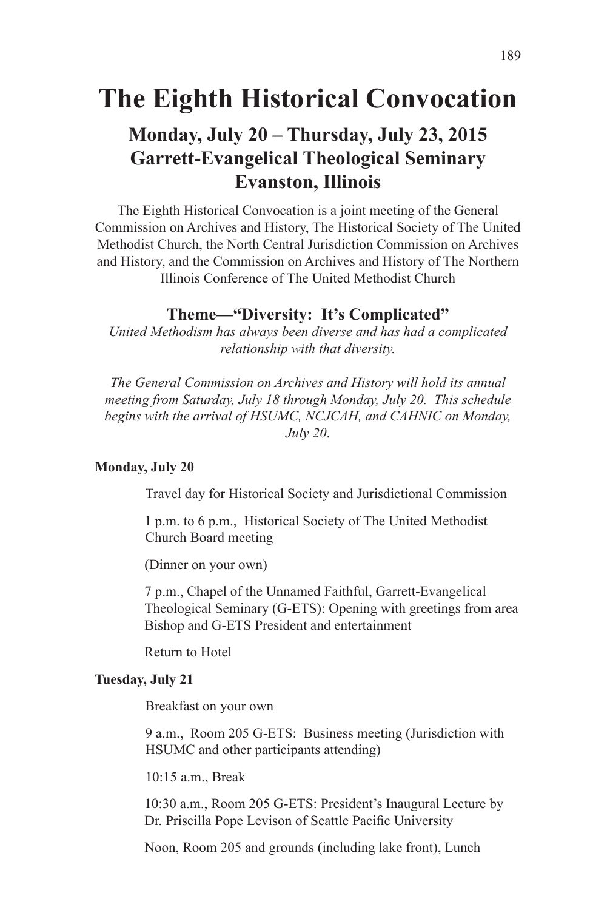# The Eighth Historical Convocation

## Monday, July 20 – Thursday, July 23, 2015
## Garrett-Evangelical Theological Seminary
## Evanston, Illinois

The Eighth Historical Convocation is a joint meeting of the General Commission on Archives and History, The Historical Society of The United Methodist Church, the North Central Jurisdiction Commission on Archives and History, and the Commission on Archives and History of The Northern Illinois Conference of The United Methodist Church

### Theme—"Diversity: It's Complicated"

*United Methodism has always been diverse and has had a complicated relationship with that diversity.*

*The General Commission on Archives and History will hold its annual meeting from Saturday, July 18 through Monday, July 20. This schedule begins with the arrival of HSUMC, NCJCAH, and CAHNIC on Monday, July 20.*

**Monday, July 20**

Travel day for Historical Society and Jurisdictional Commission

1 p.m. to 6 p.m., Historical Society of The United Methodist Church Board meeting

(Dinner on your own)

7 p.m., Chapel of the Unnamed Faithful, Garrett-Evangelical Theological Seminary (G-ETS): Opening with greetings from area Bishop and G-ETS President and entertainment

Return to Hotel

**Tuesday, July 21**

Breakfast on your own

9 a.m., Room 205 G-ETS: Business meeting (Jurisdiction with HSUMC and other participants attending)

10:15 a.m., Break

10:30 a.m., Room 205 G-ETS: President's Inaugural Lecture by Dr. Priscilla Pope Levison of Seattle Pacific University

Noon, Room 205 and grounds (including lake front), Lunch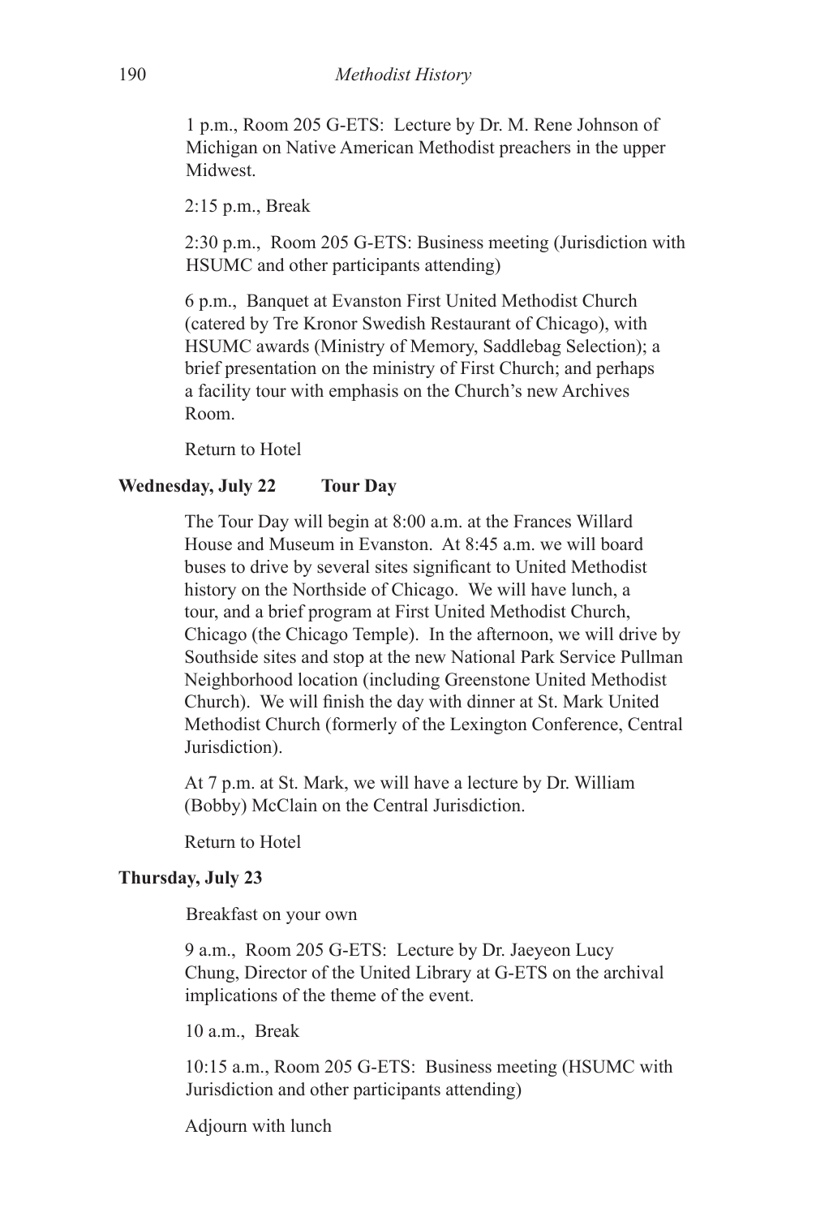1 p.m., Room 205 G-ETS: Lecture by Dr. M. Rene Johnson of Michigan on Native American Methodist preachers in the upper Midwest.

2:15 p.m., Break

2:30 p.m., Room 205 G-ETS: Business meeting (Jurisdiction with HSUMC and other participants attending)

6 p.m., Banquet at Evanston First United Methodist Church (catered by Tre Kronor Swedish Restaurant of Chicago), with HSUMC awards (Ministry of Memory, Saddlebag Selection); a brief presentation on the ministry of First Church; and perhaps a facility tour with emphasis on the Church's new Archives Room.

Return to Hotel

**Wednesday, July 22 Tour Day**

The Tour Day will begin at 8:00 a.m. at the Frances Willard House and Museum in Evanston. At 8:45 a.m. we will board buses to drive by several sites significant to United Methodist history on the Northside of Chicago. We will have lunch, a tour, and a brief program at First United Methodist Church, Chicago (the Chicago Temple). In the afternoon, we will drive by Southside sites and stop at the new National Park Service Pullman Neighborhood location (including Greenstone United Methodist Church). We will finish the day with dinner at St. Mark United Methodist Church (formerly of the Lexington Conference, Central Jurisdiction).

At 7 p.m. at St. Mark, we will have a lecture by Dr. William (Bobby) McClain on the Central Jurisdiction.

Return to Hotel

**Thursday, July 23**

Breakfast on your own

9 a.m., Room 205 G-ETS: Lecture by Dr. Jaeyeon Lucy Chung, Director of the United Library at G-ETS on the archival implications of the theme of the event.

10 a.m., Break

10:15 a.m., Room 205 G-ETS: Business meeting (HSUMC with Jurisdiction and other participants attending)

Adjourn with lunch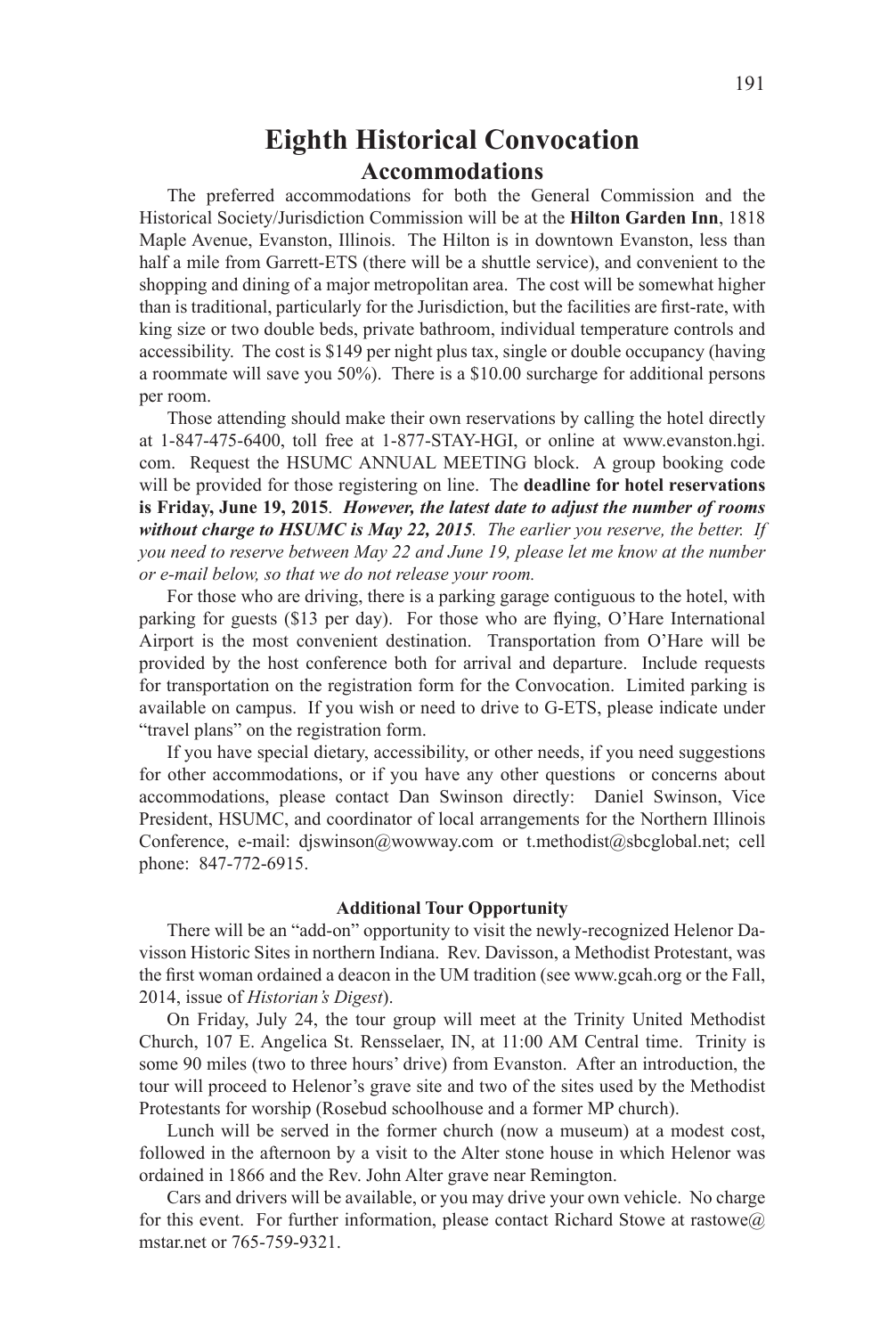# Eighth Historical Convocation

## Accommodations

The preferred accommodations for both the General Commission and the Historical Society/Jurisdiction Commission will be at the **Hilton Garden Inn**, 1818 Maple Avenue, Evanston, Illinois. The Hilton is in downtown Evanston, less than half a mile from Garrett-ETS (there will be a shuttle service), and convenient to the shopping and dining of a major metropolitan area. The cost will be somewhat higher than is traditional, particularly for the Jurisdiction, but the facilities are first-rate, with king size or two double beds, private bathroom, individual temperature controls and accessibility. The cost is $149 per night plus tax, single or double occupancy (having a roommate will save you 50%). There is a $10.00 surcharge for additional persons per room.

Those attending should make their own reservations by calling the hotel directly at 1-847-475-6400, toll free at 1-877-STAY-HGI, or online at www.evanston.hgi.com. Request the HSUMC ANNUAL MEETING block. A group booking code will be provided for those registering on line. The **deadline for hotel reservations is Friday, June 19, 2015**. ***However, the latest date to adjust the number of rooms without charge to HSUMC is May 22, 2015***. *The earlier you reserve, the better. If you need to reserve between May 22 and June 19, please let me know at the number or e-mail below, so that we do not release your room.*

For those who are driving, there is a parking garage contiguous to the hotel, with parking for guests ($13 per day). For those who are flying, O'Hare International Airport is the most convenient destination. Transportation from O'Hare will be provided by the host conference both for arrival and departure. Include requests for transportation on the registration form for the Convocation. Limited parking is available on campus. If you wish or need to drive to G-ETS, please indicate under "travel plans" on the registration form.

If you have special dietary, accessibility, or other needs, if you need suggestions for other accommodations, or if you have any other questions or concerns about accommodations, please contact Dan Swinson directly: Daniel Swinson, Vice President, HSUMC, and coordinator of local arrangements for the Northern Illinois Conference, e-mail: djswinson@wowway.com or t.methodist@sbcglobal.net; cell phone: 847-772-6915.

### Additional Tour Opportunity

There will be an "add-on" opportunity to visit the newly-recognized Helenor Davisson Historic Sites in northern Indiana. Rev. Davisson, a Methodist Protestant, was the first woman ordained a deacon in the UM tradition (see www.gcah.org or the Fall, 2014, issue of *Historian's Digest*).

On Friday, July 24, the tour group will meet at the Trinity United Methodist Church, 107 E. Angelica St. Rensselaer, IN, at 11:00 AM Central time. Trinity is some 90 miles (two to three hours' drive) from Evanston. After an introduction, the tour will proceed to Helenor's grave site and two of the sites used by the Methodist Protestants for worship (Rosebud schoolhouse and a former MP church).

Lunch will be served in the former church (now a museum) at a modest cost, followed in the afternoon by a visit to the Alter stone house in which Helenor was ordained in 1866 and the Rev. John Alter grave near Remington.

Cars and drivers will be available, or you may drive your own vehicle. No charge for this event. For further information, please contact Richard Stowe at rastowe@mstar.net or 765-759-9321.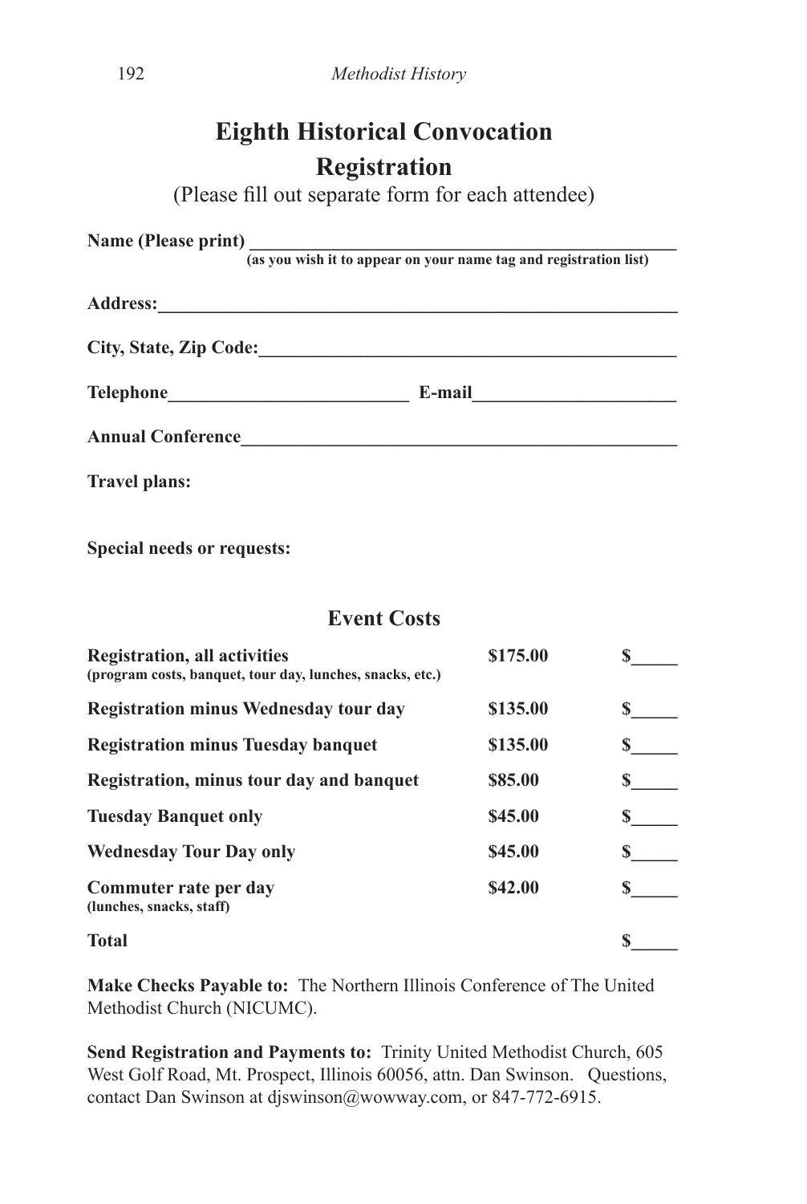# Eighth Historical Convocation Registration

(Please fill out separate form for each attendee)

**Name (Please print)** ________________________________________________
**(as you wish it to appear on your name tag and registration list)**

**Address:**________________________________________________________

**City, State, Zip Code:**_____________________________________________

**Telephone**__________________________ **E-mail**_____________________

**Annual Conference**_________________________________________________

**Travel plans:**

**Special needs or requests:**

## Event Costs

| | | |
|---|---|---|
| **Registration, all activities** **(program costs, banquet, tour day, lunches, snacks, etc.)** | **$175.00** | **$_____** |
| **Registration minus Wednesday tour day** | **$135.00** | **$_____** |
| **Registration minus Tuesday banquet** | **$135.00** | **$_____** |
| **Registration, minus tour day and banquet** | **$85.00** | **$_____** |
| **Tuesday Banquet only** | **$45.00** | **$_____** |
| **Wednesday Tour Day only** | **$45.00** | **$_____** |
| **Commuter rate per day** **(lunches, snacks, staff)** | **$42.00** | **$_____** |
| **Total** | | **$_____** |

**Make Checks Payable to:** The Northern Illinois Conference of The United Methodist Church (NICUMC).

**Send Registration and Payments to:** Trinity United Methodist Church, 605 West Golf Road, Mt. Prospect, Illinois 60056, attn. Dan Swinson. Questions, contact Dan Swinson at djswinson@wowway.com, or 847-772-6915.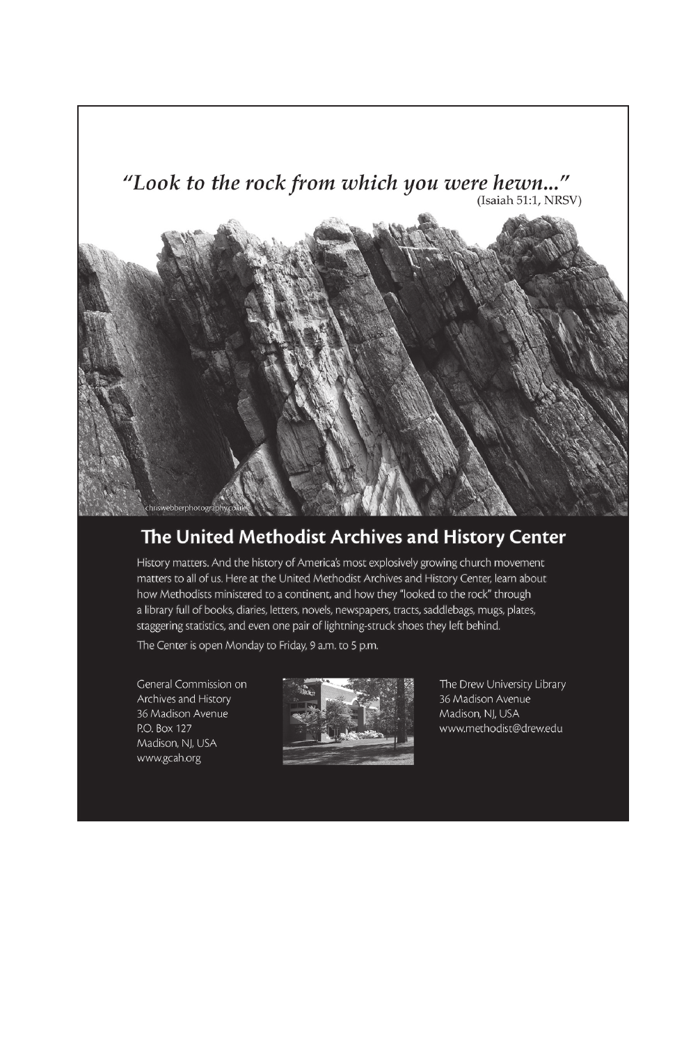*"Look to the rock from which you were hewn..."*
(Isaiah 51:1, NRSV)

chriswebberphotography.co.uk

## The United Methodist Archives and History Center

History matters. And the history of America's most explosively growing church movement matters to all of us. Here at the United Methodist Archives and History Center, learn about how Methodists ministered to a continent, and how they "looked to the rock" through a library full of books, diaries, letters, novels, newspapers, tracts, saddlebags, mugs, plates, staggering statistics, and even one pair of lightning-struck shoes they left behind.

The Center is open Monday to Friday, 9 a.m. to 5 p.m.

General Commission on
Archives and History
36 Madison Avenue
P.O. Box 127
Madison, NJ, USA
www.gcah.org

The Drew University Library
36 Madison Avenue
Madison, NJ, USA
www.methodist@drew.edu